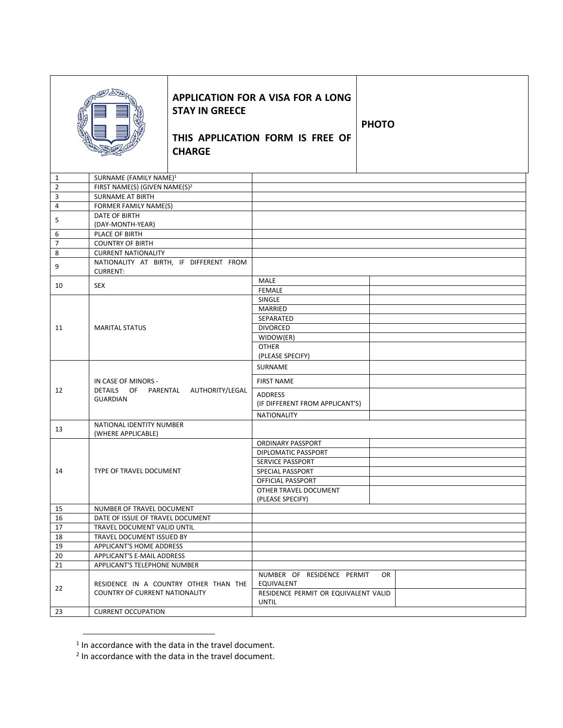| | | |
|---|---|---|
| | **APPLICATION FOR A VISA FOR A LONG STAY IN GREECE**<br><br>**THIS APPLICATION FORM IS FREE OF CHARGE** | **PHOTO** |

| | | | |
|---|---|---|---|
| 1 | SURNAME (FAMILY NAME)[1] | | |
| 2 | FIRST NAME(S) (GIVEN NAME(S)[2] | | |
| 3 | SURNAME AT BIRTH | | |
| 4 | FORMER FAMILY NAME(S) | | |
| 5 | DATE OF BIRTH (DAY-MONTH-YEAR) | | |
| 6 | PLACE OF BIRTH | | |
| 7 | COUNTRY OF BIRTH | | |
| 8 | CURRENT NATIONALITY | | |
| 9 | NATIONALITY AT BIRTH, IF DIFFERENT FROM CURRENT: | | |
| 10 | SEX | MALE | |
| | | FEMALE | |
| 11 | MARITAL STATUS | SINGLE | |
| | | MARRIED | |
| | | SEPARATED | |
| | | DIVORCED | |
| | | WIDOW(ER) | |
| | | OTHER (PLEASE SPECIFY) | |
| 12 | IN CASE OF MINORS - DETAILS OF PARENTAL AUTHORITY/LEGAL GUARDIAN | SURNAME | |
| | | FIRST NAME | |
| | | ADDRESS (IF DIFFERENT FROM APPLICANT'S) | |
| | | NATIONALITY | |
| 13 | NATIONAL IDENTITY NUMBER (WHERE APPLICABLE) | | |
| 14 | TYPE OF TRAVEL DOCUMENT | ORDINARY PASSPORT | |
| | | DIPLOMATIC PASSPORT | |
| | | SERVICE PASSPORT | |
| | | SPECIAL PASSPORT | |
| | | OFFICIAL PASSPORT | |
| | | OTHER TRAVEL DOCUMENT (PLEASE SPECIFY) | |
| 15 | NUMBER OF TRAVEL DOCUMENT | | |
| 16 | DATE OF ISSUE OF TRAVEL DOCUMENT | | |
| 17 | TRAVEL DOCUMENT VALID UNTIL | | |
| 18 | TRAVEL DOCUMENT ISSUED BY | | |
| 19 | APPLICANT'S HOME ADDRESS | | |
| 20 | APPLICANT'S E-MAIL ADDRESS | | |
| 21 | APPLICANT'S TELEPHONE NUMBER | | |
| 22 | RESIDENCE IN A COUNTRY OTHER THAN THE COUNTRY OF CURRENT NATIONALITY | NUMBER OF RESIDENCE PERMIT OR EQUIVALENT | |
| | | RESIDENCE PERMIT OR EQUIVALENT VALID UNTIL | |
| 23 | CURRENT OCCUPATION | | |

[1] In accordance with the data in the travel document.

[2] In accordance with the data in the travel document.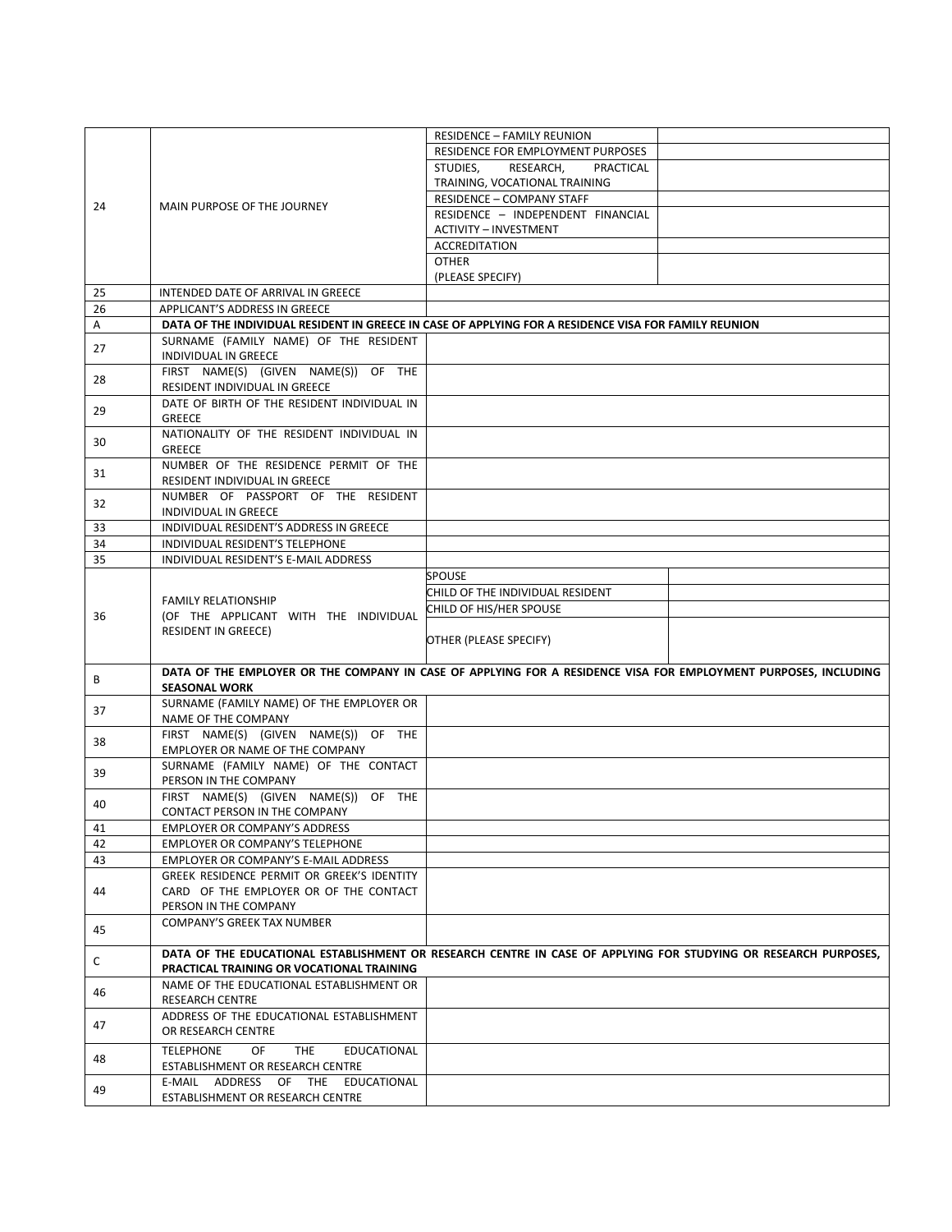| | | | |
|---|---|---|---|
| 24 | MAIN PURPOSE OF THE JOURNEY | RESIDENCE – FAMILY REUNION | |
| | | RESIDENCE FOR EMPLOYMENT PURPOSES | |
| | | STUDIES, RESEARCH, PRACTICAL TRAINING, VOCATIONAL TRAINING | |
| | | RESIDENCE – COMPANY STAFF | |
| | | RESIDENCE – INDEPENDENT FINANCIAL ACTIVITY – INVESTMENT | |
| | | ACCREDITATION | |
| | | OTHER (PLEASE SPECIFY) | |
| 25 | INTENDED DATE OF ARRIVAL IN GREECE | | |
| 26 | APPLICANT'S ADDRESS IN GREECE | | |
| A | **DATA OF THE INDIVIDUAL RESIDENT IN GREECE IN CASE OF APPLYING FOR A RESIDENCE VISA FOR FAMILY REUNION** | | |
| 27 | SURNAME (FAMILY NAME) OF THE RESIDENT INDIVIDUAL IN GREECE | | |
| 28 | FIRST NAME(S) (GIVEN NAME(S)) OF THE RESIDENT INDIVIDUAL IN GREECE | | |
| 29 | DATE OF BIRTH OF THE RESIDENT INDIVIDUAL IN GREECE | | |
| 30 | NATIONALITY OF THE RESIDENT INDIVIDUAL IN GREECE | | |
| 31 | NUMBER OF THE RESIDENCE PERMIT OF THE RESIDENT INDIVIDUAL IN GREECE | | |
| 32 | NUMBER OF PASSPORT OF THE RESIDENT INDIVIDUAL IN GREECE | | |
| 33 | INDIVIDUAL RESIDENT'S ADDRESS IN GREECE | | |
| 34 | INDIVIDUAL RESIDENT'S TELEPHONE | | |
| 35 | INDIVIDUAL RESIDENT'S E-MAIL ADDRESS | | |
| 36 | FAMILY RELATIONSHIP (OF THE APPLICANT WITH THE INDIVIDUAL RESIDENT IN GREECE) | SPOUSE | |
| | | CHILD OF THE INDIVIDUAL RESIDENT | |
| | | CHILD OF HIS/HER SPOUSE | |
| | | OTHER (PLEASE SPECIFY) | |
| B | **DATA OF THE EMPLOYER OR THE COMPANY IN CASE OF APPLYING FOR A RESIDENCE VISA FOR EMPLOYMENT PURPOSES, INCLUDING SEASONAL WORK** | | |
| 37 | SURNAME (FAMILY NAME) OF THE EMPLOYER OR NAME OF THE COMPANY | | |
| 38 | FIRST NAME(S) (GIVEN NAME(S)) OF THE EMPLOYER OR NAME OF THE COMPANY | | |
| 39 | SURNAME (FAMILY NAME) OF THE CONTACT PERSON IN THE COMPANY | | |
| 40 | FIRST NAME(S) (GIVEN NAME(S)) OF THE CONTACT PERSON IN THE COMPANY | | |
| 41 | EMPLOYER OR COMPANY'S ADDRESS | | |
| 42 | EMPLOYER OR COMPANY'S TELEPHONE | | |
| 43 | EMPLOYER OR COMPANY'S E-MAIL ADDRESS | | |
| 44 | GREEK RESIDENCE PERMIT OR GREEK'S IDENTITY CARD OF THE EMPLOYER OR OF THE CONTACT PERSON IN THE COMPANY | | |
| 45 | COMPANY'S GREEK TAX NUMBER | | |
| C | **DATA OF THE EDUCATIONAL ESTABLISHMENT OR RESEARCH CENTRE IN CASE OF APPLYING FOR STUDYING OR RESEARCH PURPOSES, PRACTICAL TRAINING OR VOCATIONAL TRAINING** | | |
| 46 | NAME OF THE EDUCATIONAL ESTABLISHMENT OR RESEARCH CENTRE | | |
| 47 | ADDRESS OF THE EDUCATIONAL ESTABLISHMENT OR RESEARCH CENTRE | | |
| 48 | TELEPHONE OF THE EDUCATIONAL ESTABLISHMENT OR RESEARCH CENTRE | | |
| 49 | E-MAIL ADDRESS OF THE EDUCATIONAL ESTABLISHMENT OR RESEARCH CENTRE | | |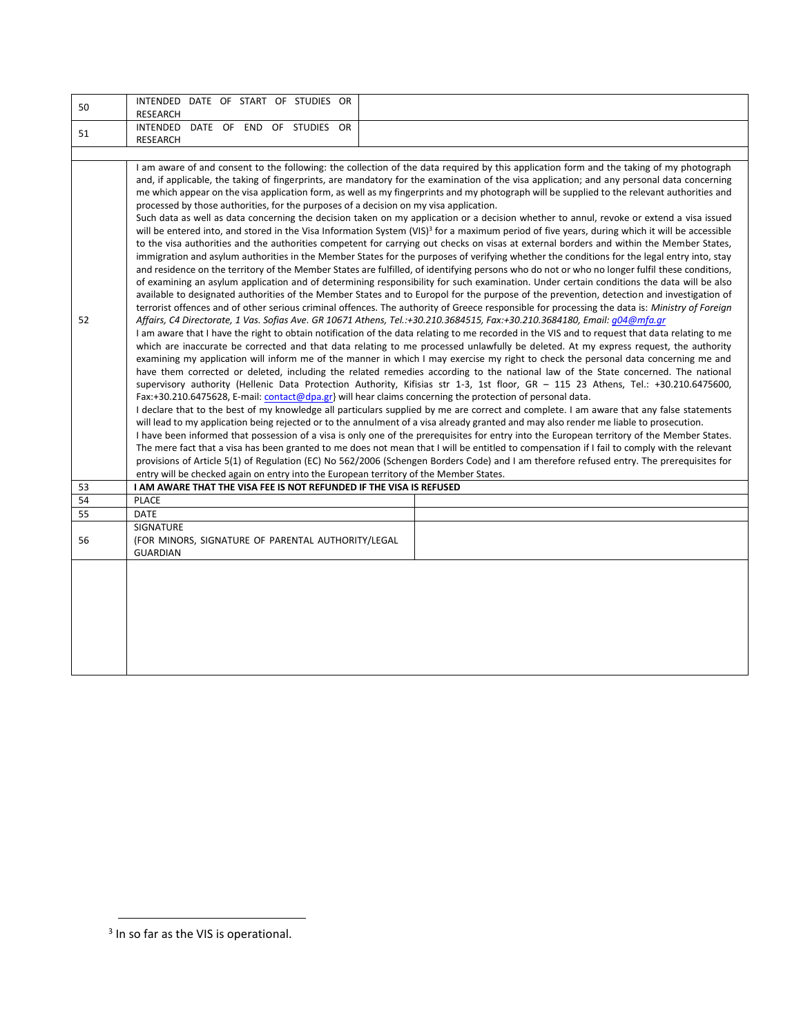| | | |
|---|---|---|
| 50 | INTENDED DATE OF START OF STUDIES OR RESEARCH | |
| 51 | INTENDED DATE OF END OF STUDIES OR RESEARCH | |

| | |
|---|---|
| 52 | I am aware of and consent to the following: the collection of the data required by this application form and the taking of my photograph and, if applicable, the taking of fingerprints, are mandatory for the examination of the visa application; and any personal data concerning me which appear on the visa application form, as well as my fingerprints and my photograph will be supplied to the relevant authorities and processed by those authorities, for the purposes of a decision on my visa application.<br>Such data as well as data concerning the decision taken on my application or a decision whether to annul, revoke or extend a visa issued will be entered into, and stored in the Visa Information System (VIS)[3] for a maximum period of five years, during which it will be accessible to the visa authorities and the authorities competent for carrying out checks on visas at external borders and within the Member States, immigration and asylum authorities in the Member States for the purposes of verifying whether the conditions for the legal entry into, stay and residence on the territory of the Member States are fulfilled, of identifying persons who do not or who no longer fulfil these conditions, of examining an asylum application and of determining responsibility for such examination. Under certain conditions the data will be also available to designated authorities of the Member States and to Europol for the purpose of the prevention, detection and investigation of terrorist offences and of other serious criminal offences. The authority of Greece responsible for processing the data is: *Ministry of Foreign Affairs, C4 Directorate, 1 Vas. Sofias Ave. GR 10671 Athens, Tel.:+30.210.3684515, Fax:+30.210.3684180, Email: g04@mfa.gr*<br>I am aware that I have the right to obtain notification of the data relating to me recorded in the VIS and to request that data relating to me which are inaccurate be corrected and that data relating to me processed unlawfully be deleted. At my express request, the authority examining my application will inform me of the manner in which I may exercise my right to check the personal data concerning me and have them corrected or deleted, including the related remedies according to the national law of the State concerned. The national supervisory authority (Hellenic Data Protection Authority, Kifisias str 1-3, 1st floor, GR – 115 23 Athens, Tel.: +30.210.6475600, Fax:+30.210.6475628, E-mail: contact@dpa.gr) will hear claims concerning the protection of personal data.<br>I declare that to the best of my knowledge all particulars supplied by me are correct and complete. I am aware that any false statements will lead to my application being rejected or to the annulment of a visa already granted and may also render me liable to prosecution.<br>I have been informed that possession of a visa is only one of the prerequisites for entry into the European territory of the Member States. The mere fact that a visa has been granted to me does not mean that I will be entitled to compensation if I fail to comply with the relevant provisions of Article 5(1) of Regulation (EC) No 562/2006 (Schengen Borders Code) and I am therefore refused entry. The prerequisites for entry will be checked again on entry into the European territory of the Member States. |
| 53 | **I AM AWARE THAT THE VISA FEE IS NOT REFUNDED IF THE VISA IS REFUSED** |

| | | |
|---|---|---|
| 54 | PLACE | |
| 55 | DATE | |
| 56 | SIGNATURE<br>(FOR MINORS, SIGNATURE OF PARENTAL AUTHORITY/LEGAL GUARDIAN | |

[3] In so far as the VIS is operational.